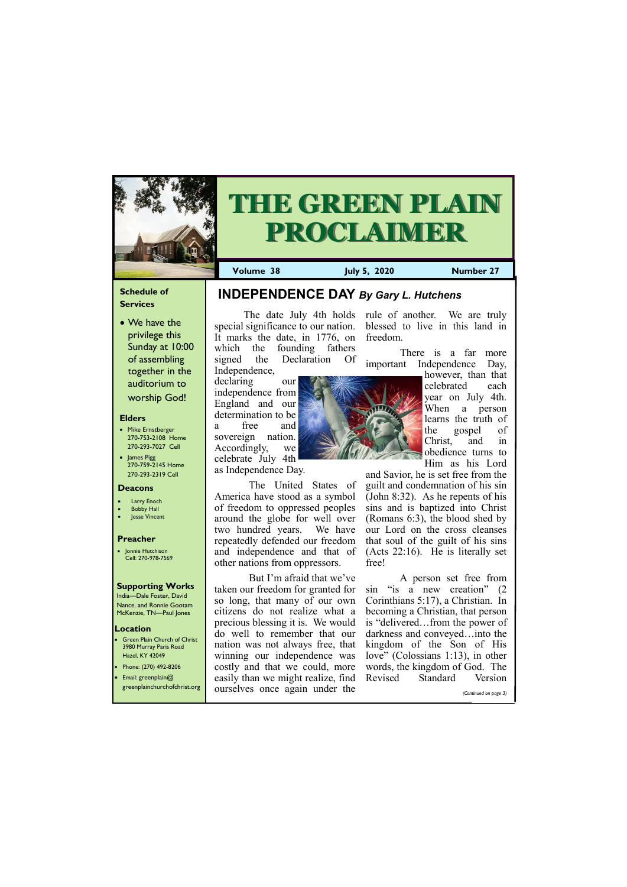# THE GREEN PLAIN PROCLAIMER

**Volume 38** | **July 5, 2020** | **Number 27**

### Schedule of Services

- We have the privilege this Sunday at 10:00 of assembling together in the auditorium to worship God!

### Elders

- Mike Ernstberger
  270-753-2108 Home
  270-293-7027 Cell
- James Pigg
  270-759-2145 Home
  270-293-2319 Cell

### Deacons

- Larry Enoch
- Bobby Hall
- Jesse Vincent

### Preacher

- Jonnie Hutchison
  Cell: 270-978-7569

### Supporting Works

India—Dale Foster, David Nance. and Ronnie Gootam
McKenzie, TN—Paul Jones

### Location

- Green Plain Church of Christ
  3980 Murray Paris Road
  Hazel, KY 42049
- Phone: (270) 492-8206
- Email: greenplain@greenplainchurchofchrist.org

## INDEPENDENCE DAY *By Gary L. Hutchens*

The date July 4th holds special significance to our nation. It marks the date, in 1776, on which the founding fathers signed the Declaration Of Independence, declaring our independence from England and our determination to be a free and sovereign nation. Accordingly, we celebrate July 4th as Independence Day.

The United States of America have stood as a symbol of freedom to oppressed peoples around the globe for well over two hundred years. We have repeatedly defended our freedom and independence and that of other nations from oppressors.

But I'm afraid that we've taken our freedom for granted for so long, that many of our own citizens do not realize what a precious blessing it is. We would do well to remember that our nation was not always free, that winning our independence was costly and that we could, more easily than we might realize, find ourselves once again under the rule of another. We are truly blessed to live in this land in freedom.

There is a far more important Independence Day, however, than that celebrated each year on July 4th. When a person learns the truth of the gospel of Christ, and in obedience turns to Him as his Lord and Savior, he is set free from the guilt and condemnation of his sin (John 8:32). As he repents of his sins and is baptized into Christ (Romans 6:3), the blood shed by our Lord on the cross cleanses that soul of the guilt of his sins (Acts 22:16). He is literally set free!

A person set free from sin "is a new creation" (2 Corinthians 5:17), a Christian. In becoming a Christian, that person is "delivered…from the power of darkness and conveyed…into the kingdom of the Son of His love" (Colossians 1:13), in other words, the kingdom of God. The Revised Standard Version

*(Continued on page 3)*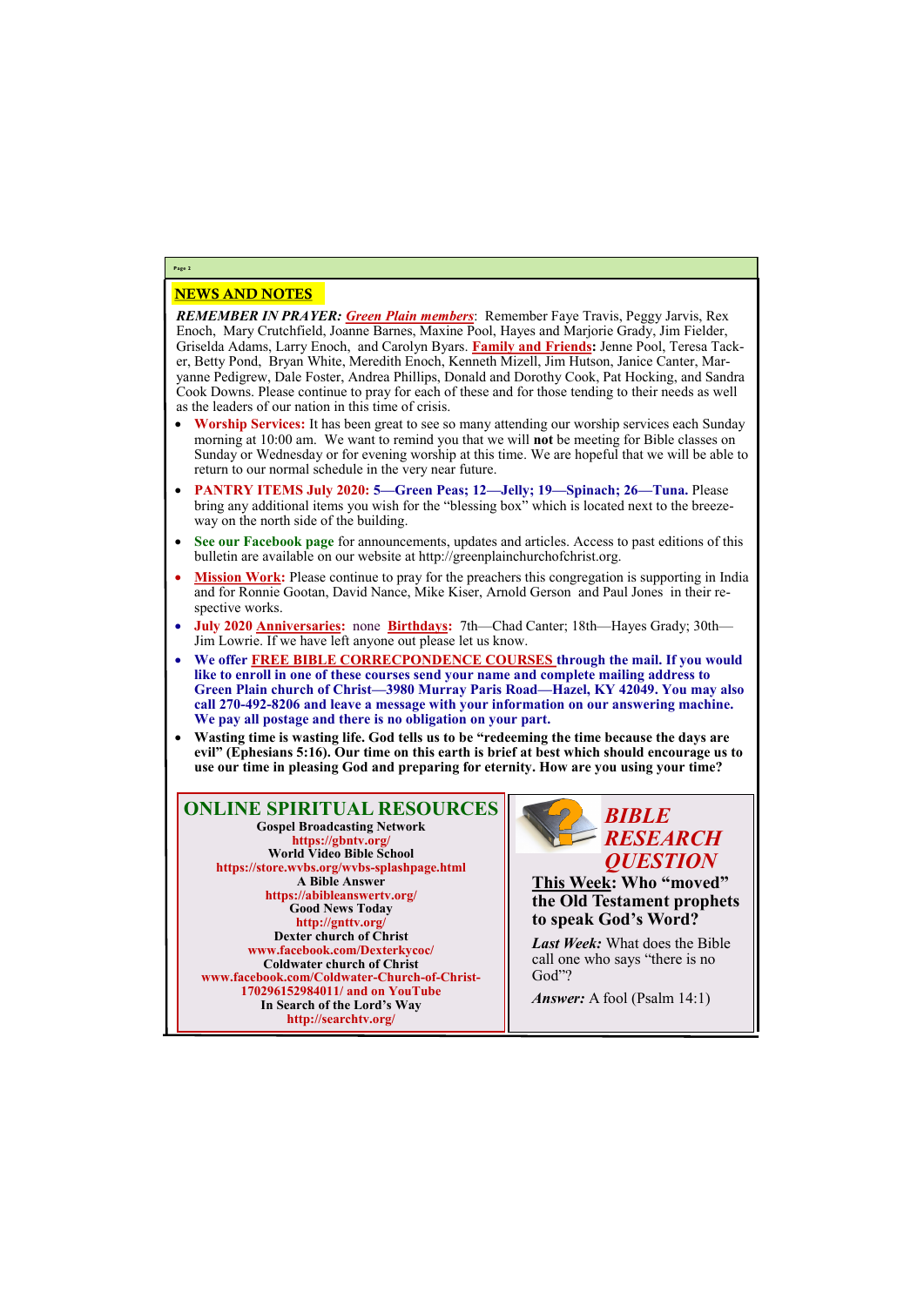## NEWS AND NOTES

***REMEMBER IN PRAYER:*** ***Green Plain members***: Remember Faye Travis, Peggy Jarvis, Rex Enoch, Mary Crutchfield, Joanne Barnes, Maxine Pool, Hayes and Marjorie Grady, Jim Fielder, Griselda Adams, Larry Enoch, and Carolyn Byars. **Family and Friends:** Jenne Pool, Teresa Tacker, Betty Pond, Bryan White, Meredith Enoch, Kenneth Mizell, Jim Hutson, Janice Canter, Maryanne Pedigrew, Dale Foster, Andrea Phillips, Donald and Dorothy Cook, Pat Hocking, and Sandra Cook Downs. Please continue to pray for each of these and for those tending to their needs as well as the leaders of our nation in this time of crisis.

- **Worship Services:** It has been great to see so many attending our worship services each Sunday morning at 10:00 am. We want to remind you that we will **not** be meeting for Bible classes on Sunday or Wednesday or for evening worship at this time. We are hopeful that we will be able to return to our normal schedule in the very near future.
- **PANTRY ITEMS July 2020: 5—Green Peas; 12—Jelly; 19—Spinach; 26—Tuna.** Please bring any additional items you wish for the "blessing box" which is located next to the breezeway on the north side of the building.
- **See our Facebook page** for announcements, updates and articles. Access to past editions of this bulletin are available on our website at http://greenplainchurchofchrist.org.
- **Mission Work:** Please continue to pray for the preachers this congregation is supporting in India and for Ronnie Gootan, David Nance, Mike Kiser, Arnold Gerson and Paul Jones in their respective works.
- **July 2020 Anniversaries:** none **Birthdays:** 7th—Chad Canter; 18th—Hayes Grady; 30th—Jim Lowrie. If we have left anyone out please let us know.
- **We offer FREE BIBLE CORRECPONDENCE COURSES through the mail. If you would like to enroll in one of these courses send your name and complete mailing address to Green Plain church of Christ—3980 Murray Paris Road—Hazel, KY 42049. You may also call 270-492-8206 and leave a message with your information on our answering machine. We pay all postage and there is no obligation on your part.**
- **Wasting time is wasting life. God tells us to be "redeeming the time because the days are evil" (Ephesians 5:16). Our time on this earth is brief at best which should encourage us to use our time in pleasing God and preparing for eternity. How are you using your time?**

## ONLINE SPIRITUAL RESOURCES

**Gospel Broadcasting Network**
**https://gbntv.org/**
**World Video Bible School**
**https://store.wvbs.org/wvbs-splashpage.html**
**A Bible Answer**
**https://abibleanswertv.org/**
**Good News Today**
**http://gnttv.org/**
**Dexter church of Christ**
**www.facebook.com/Dexterkycoc/**
**Coldwater church of Christ**
**www.facebook.com/Coldwater-Church-of-Christ-170296152984011/ and on YouTube**
**In Search of the Lord's Way**
**http://searchtv.org/**

## *BIBLE RESEARCH QUESTION*

**This Week: Who "moved" the Old Testament prophets to speak God's Word?**

***Last Week:*** What does the Bible call one who says "there is no God"?

***Answer:*** A fool (Psalm 14:1)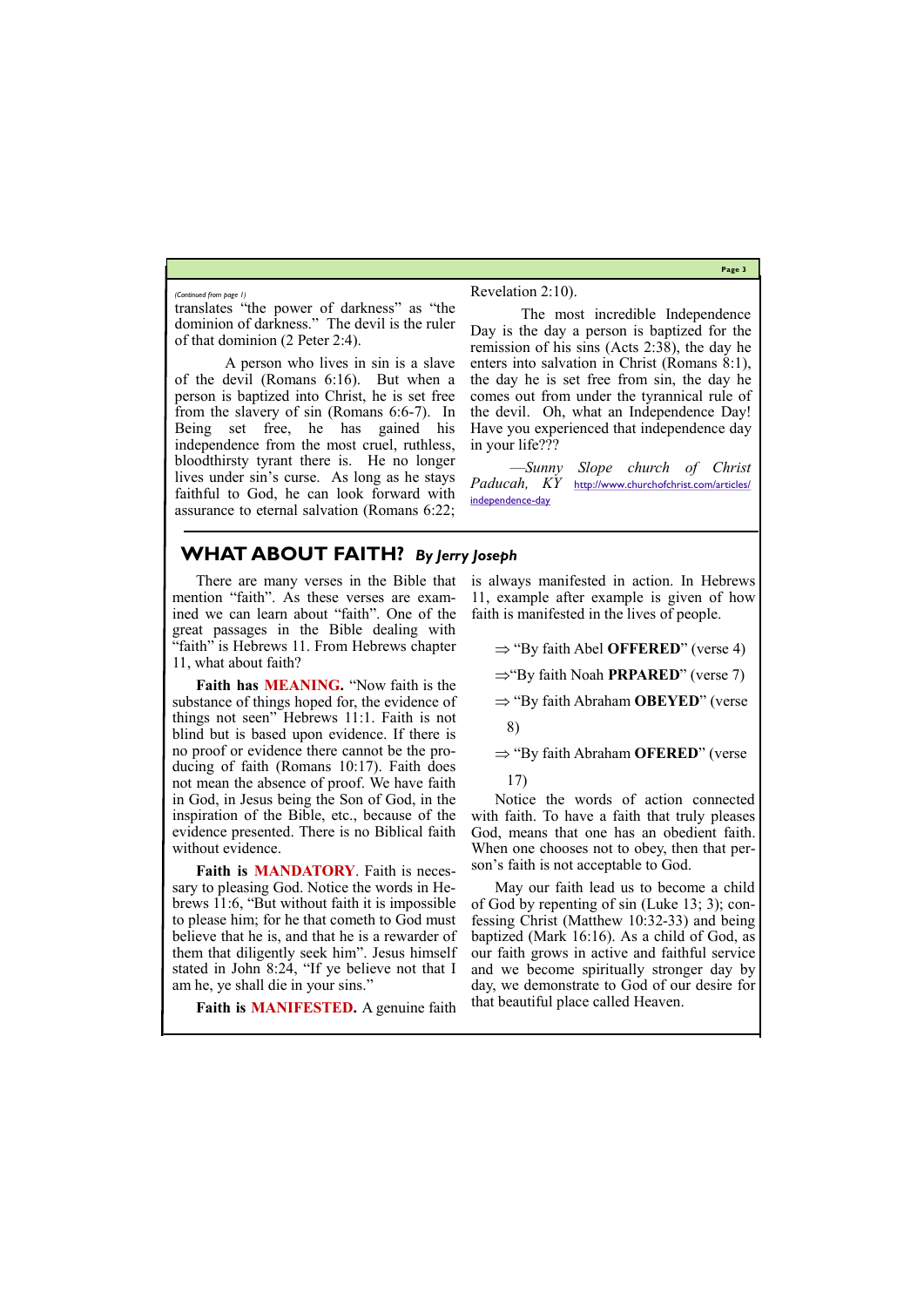*(Continued from page 1)*

translates “the power of darkness” as “the dominion of darkness.” The devil is the ruler of that dominion (2 Peter 2:4).

A person who lives in sin is a slave of the devil (Romans 6:16). But when a person is baptized into Christ, he is set free from the slavery of sin (Romans 6:6-7). In Being set free, he has gained his independence from the most cruel, ruthless, bloodthirsty tyrant there is. He no longer lives under sin’s curse. As long as he stays faithful to God, he can look forward with assurance to eternal salvation (Romans 6:22; Revelation 2:10).

The most incredible Independence Day is the day a person is baptized for the remission of his sins (Acts 2:38), the day he enters into salvation in Christ (Romans 8:1), the day he is set free from sin, the day he comes out from under the tyrannical rule of the devil. Oh, what an Independence Day! Have you experienced that independence day in your life???

*—Sunny Slope church of Christ Paducah, KY* http://www.churchofchrist.com/articles/independence-day

## WHAT ABOUT FAITH? *By Jerry Joseph*

There are many verses in the Bible that mention “faith”. As these verses are examined we can learn about “faith”. One of the great passages in the Bible dealing with “faith” is Hebrews 11. From Hebrews chapter 11, what about faith?

**Faith has MEANING.** “Now faith is the substance of things hoped for, the evidence of things not seen” Hebrews 11:1. Faith is not blind but is based upon evidence. If there is no proof or evidence there cannot be the producing of faith (Romans 10:17). Faith does not mean the absence of proof. We have faith in God, in Jesus being the Son of God, in the inspiration of the Bible, etc., because of the evidence presented. There is no Biblical faith without evidence.

**Faith is MANDATORY**. Faith is necessary to pleasing God. Notice the words in Hebrews 11:6, “But without faith it is impossible to please him; for he that cometh to God must believe that he is, and that he is a rewarder of them that diligently seek him”. Jesus himself stated in John 8:24, “If ye believe not that I am he, ye shall die in your sins.”

**Faith is MANIFESTED.** A genuine faith is always manifested in action. In Hebrews 11, example after example is given of how faith is manifested in the lives of people.

- ⇒ “By faith Abel **OFFERED**” (verse 4)
- ⇒“By faith Noah **PRPARED**” (verse 7)
- ⇒ “By faith Abraham **OBEYED**” (verse 8)
- ⇒ “By faith Abraham **OFERED**” (verse 17)

Notice the words of action connected with faith. To have a faith that truly pleases God, means that one has an obedient faith. When one chooses not to obey, then that person’s faith is not acceptable to God.

May our faith lead us to become a child of God by repenting of sin (Luke 13; 3); confessing Christ (Matthew 10:32-33) and being baptized (Mark 16:16). As a child of God, as our faith grows in active and faithful service and we become spiritually stronger day by day, we demonstrate to God of our desire for that beautiful place called Heaven.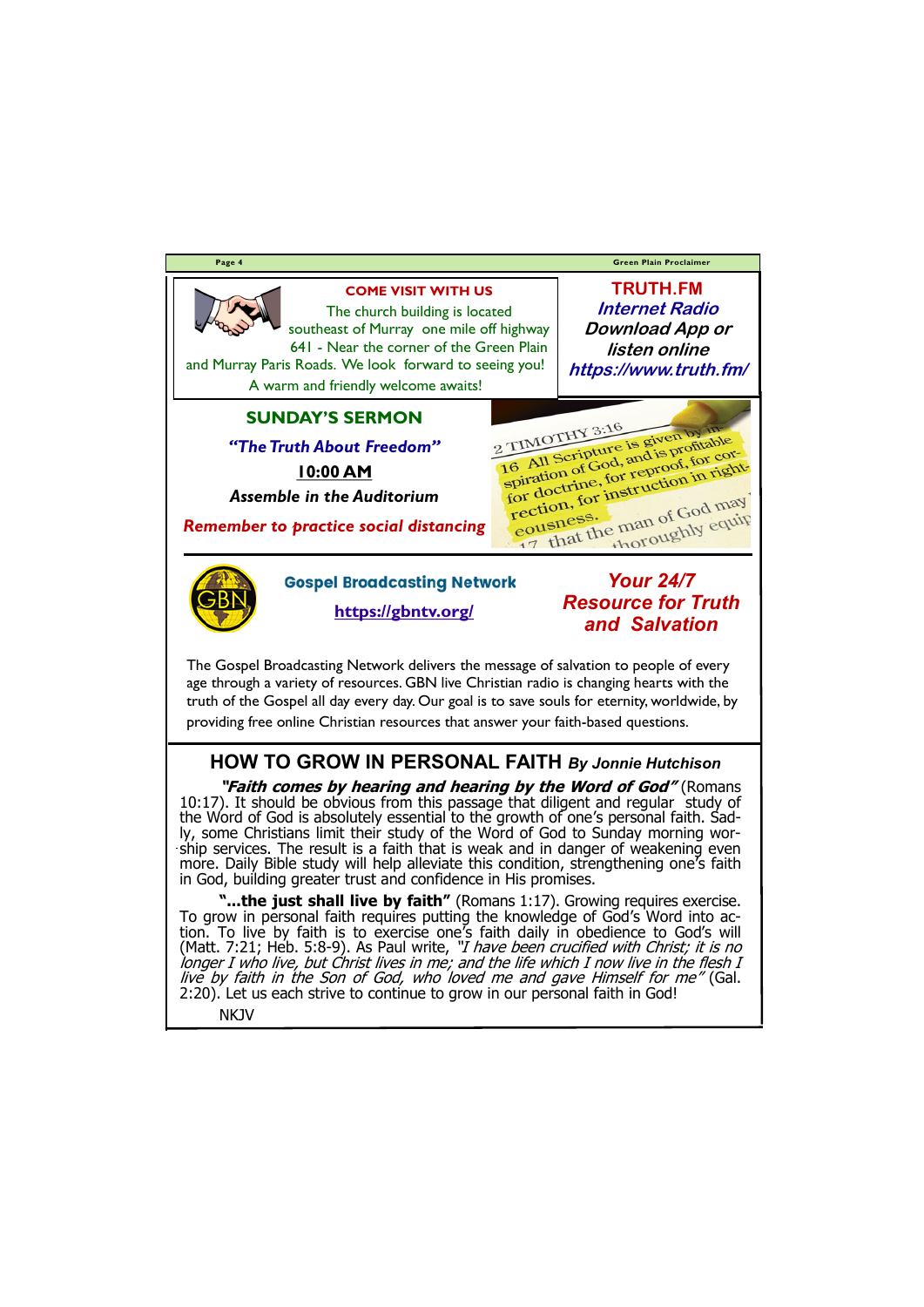## COME VISIT WITH US

The church building is located southeast of Murray one mile off highway 641 - Near the corner of the Green Plain and Murray Paris Roads. We look forward to seeing you! A warm and friendly welcome awaits!

## TRUTH.FM

***Internet Radio***

***Download App or listen online***

***https://www.truth.fm/***

## SUNDAY'S SERMON

***"The Truth About Freedom"***

**10:00 AM**

***Assemble in the Auditorium***

***Remember to practice social distancing***

2 TIMOTHY 3:16

16 All Scripture is given by inspiration of God, and is profitable for doctrine, for reproof, for correction, for instruction in righteousness.

17 that the man of God may thoroughly equip

## Gospel Broadcasting Network

**https://gbntv.org/**

***Your 24/7 Resource for Truth and Salvation***

The Gospel Broadcasting Network delivers the message of salvation to people of every age through a variety of resources. GBN live Christian radio is changing hearts with the truth of the Gospel all day every day. Our goal is to save souls for eternity, worldwide, by providing free online Christian resources that answer your faith-based questions.

## HOW TO GROW IN PERSONAL FAITH *By Jonnie Hutchison*

***"Faith comes by hearing and hearing by the Word of God"*** (Romans 10:17). It should be obvious from this passage that diligent and regular study of the Word of God is absolutely essential to the growth of one's personal faith. Sadly, some Christians limit their study of the Word of God to Sunday morning worship services. The result is a faith that is weak and in danger of weakening even more. Daily Bible study will help alleviate this condition, strengthening one's faith in God, building greater trust and confidence in His promises.

**"...the just shall live by faith"** (Romans 1:17). Growing requires exercise. To grow in personal faith requires putting the knowledge of God's Word into action. To live by faith is to exercise one's faith daily in obedience to God's will (Matt. 7:21; Heb. 5:8-9). As Paul write, *"I have been crucified with Christ; it is no longer I who live, but Christ lives in me; and the life which I now live in the flesh I live by faith in the Son of God, who loved me and gave Himself for me"* (Gal. 2:20). Let us each strive to continue to grow in our personal faith in God!

NKJV